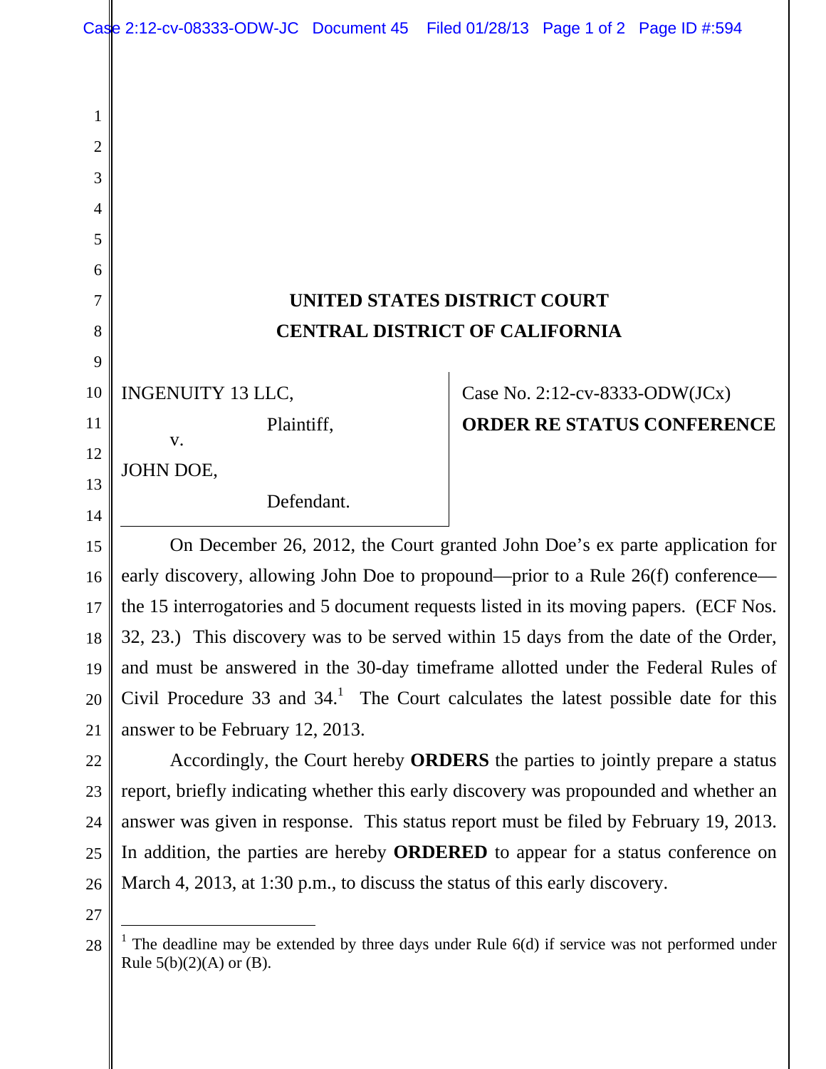# UNITED STATES DISTRICT COURT
# CENTRAL DISTRICT OF CALIFORNIA

INGENUITY 13 LLC,

Plaintiff,

v.

JOHN DOE,

Defendant.

Case No. 2:12-cv-8333-ODW(JCx)

**ORDER RE STATUS CONFERENCE**

On December 26, 2012, the Court granted John Doe's ex parte application for early discovery, allowing John Doe to propound—prior to a Rule 26(f) conference—the 15 interrogatories and 5 document requests listed in its moving papers. (ECF Nos. 32, 23.) This discovery was to be served within 15 days from the date of the Order, and must be answered in the 30-day timeframe allotted under the Federal Rules of Civil Procedure 33 and 34.[1] The Court calculates the latest possible date for this answer to be February 12, 2013.

Accordingly, the Court hereby **ORDERS** the parties to jointly prepare a status report, briefly indicating whether this early discovery was propounded and whether an answer was given in response. This status report must be filed by February 19, 2013. In addition, the parties are hereby **ORDERED** to appear for a status conference on March 4, 2013, at 1:30 p.m., to discuss the status of this early discovery.

---

[1] The deadline may be extended by three days under Rule 6(d) if service was not performed under Rule 5(b)(2)(A) or (B).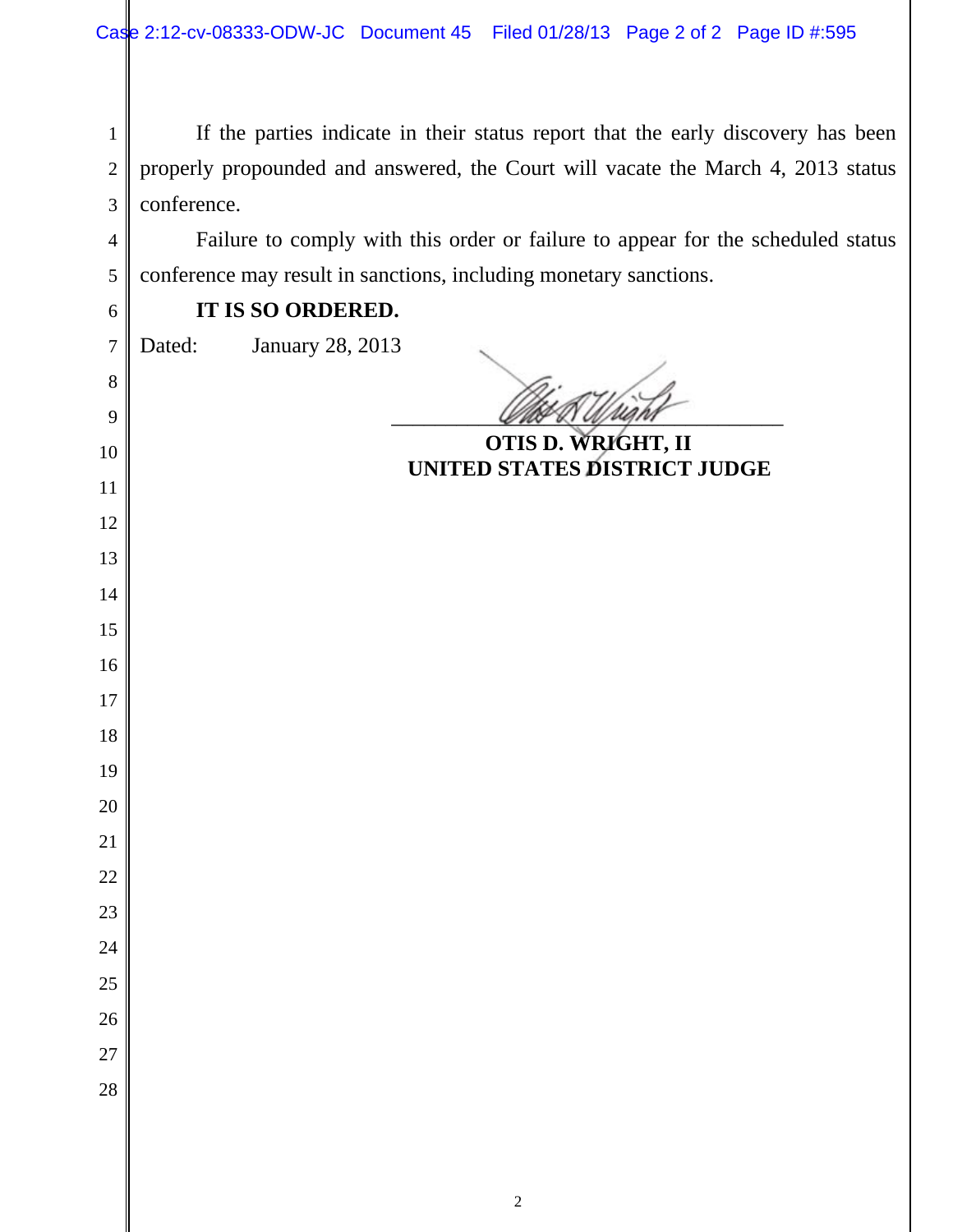If the parties indicate in their status report that the early discovery has been properly propounded and answered, the Court will vacate the March 4, 2013 status conference.

Failure to comply with this order or failure to appear for the scheduled status conference may result in sanctions, including monetary sanctions.

**IT IS SO ORDERED.**

Dated: January 28, 2013

**OTIS D. WRIGHT, II**
**UNITED STATES DISTRICT JUDGE**